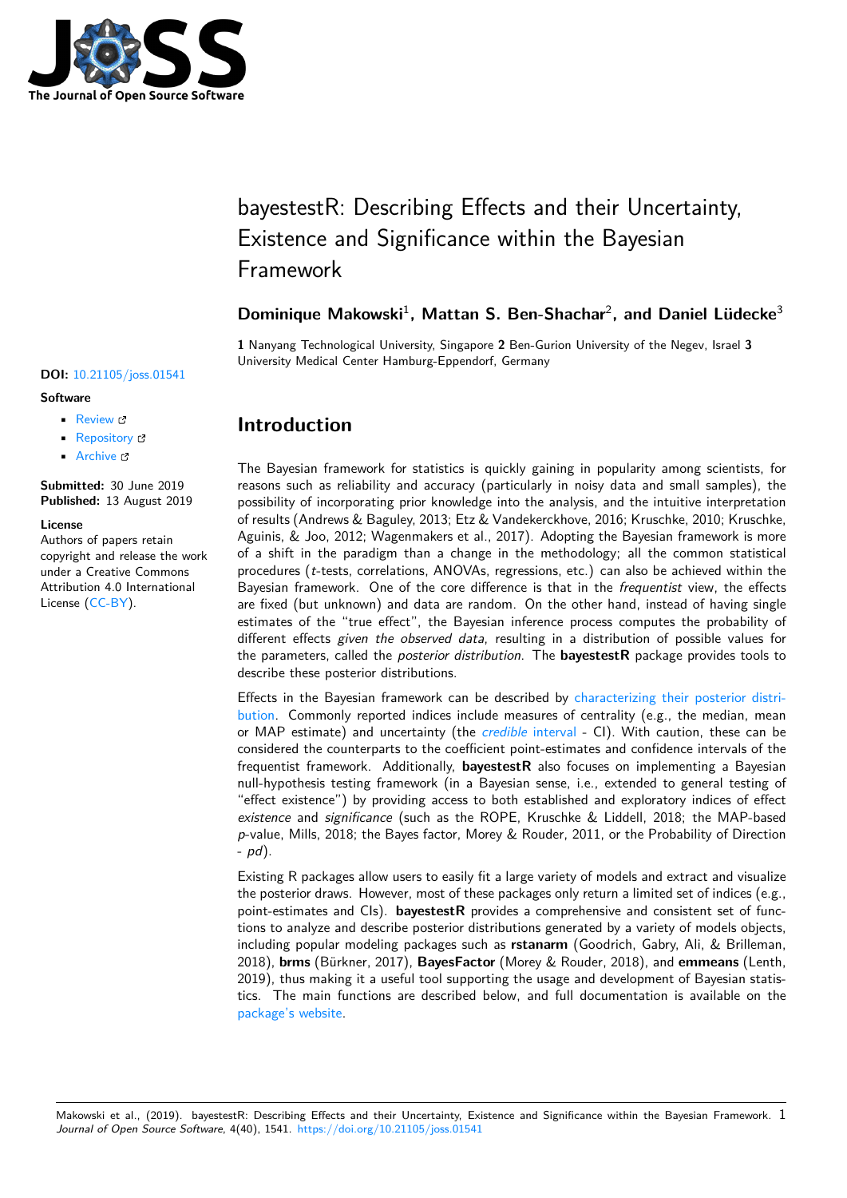# bayestestR: Describing Effects and their Uncertainty, Existence and Significance within the Bayesian Framework

**Dominique Makowski**[1], **Mattan S. Ben-Shachar**[2], **and Daniel Lüdecke**[3]

**1** Nanyang Technological University, Singapore **2** Ben-Gurion University of the Negev, Israel **3** University Medical Center Hamburg-Eppendorf, Germany

**DOI:** 10.21105/joss.01541

**Software**

- Review
- Repository
- Archive

**Submitted:** 30 June 2019
**Published:** 13 August 2019

**License**
Authors of papers retain copyright and release the work under a Creative Commons Attribution 4.0 International License (CC-BY).

## Introduction

The Bayesian framework for statistics is quickly gaining in popularity among scientists, for reasons such as reliability and accuracy (particularly in noisy data and small samples), the possibility of incorporating prior knowledge into the analysis, and the intuitive interpretation of results (Andrews & Baguley, 2013; Etz & Vandekerckhove, 2016; Kruschke, 2010; Kruschke, Aguinis, & Joo, 2012; Wagenmakers et al., 2017). Adopting the Bayesian framework is more of a shift in the paradigm than a change in the methodology; all the common statistical procedures (*t*-tests, correlations, ANOVAs, regressions, etc.) can also be achieved within the Bayesian framework. One of the core difference is that in the *frequentist* view, the effects are fixed (but unknown) and data are random. On the other hand, instead of having single estimates of the "true effect", the Bayesian inference process computes the probability of different effects *given the observed data*, resulting in a distribution of possible values for the parameters, called the *posterior distribution*. The **bayestestR** package provides tools to describe these posterior distributions.

Effects in the Bayesian framework can be described by characterizing their posterior distribution. Commonly reported indices include measures of centrality (e.g., the median, mean or MAP estimate) and uncertainty (the *credible* interval - CI). With caution, these can be considered the counterparts to the coefficient point-estimates and confidence intervals of the frequentist framework. Additionally, **bayestestR** also focuses on implementing a Bayesian null-hypothesis testing framework (in a Bayesian sense, i.e., extended to general testing of "effect existence") by providing access to both established and exploratory indices of effect *existence* and *significance* (such as the ROPE, Kruschke & Liddell, 2018; the MAP-based *p*-value, Mills, 2018; the Bayes factor, Morey & Rouder, 2011, or the Probability of Direction - *pd*).

Existing R packages allow users to easily fit a large variety of models and extract and visualize the posterior draws. However, most of these packages only return a limited set of indices (e.g., point-estimates and CIs). **bayestestR** provides a comprehensive and consistent set of functions to analyze and describe posterior distributions generated by a variety of models objects, including popular modeling packages such as **rstanarm** (Goodrich, Gabry, Ali, & Brilleman, 2018), **brms** (Bürkner, 2017), **BayesFactor** (Morey & Rouder, 2018), and **emmeans** (Lenth, 2019), thus making it a useful tool supporting the usage and development of Bayesian statistics. The main functions are described below, and full documentation is available on the package's website.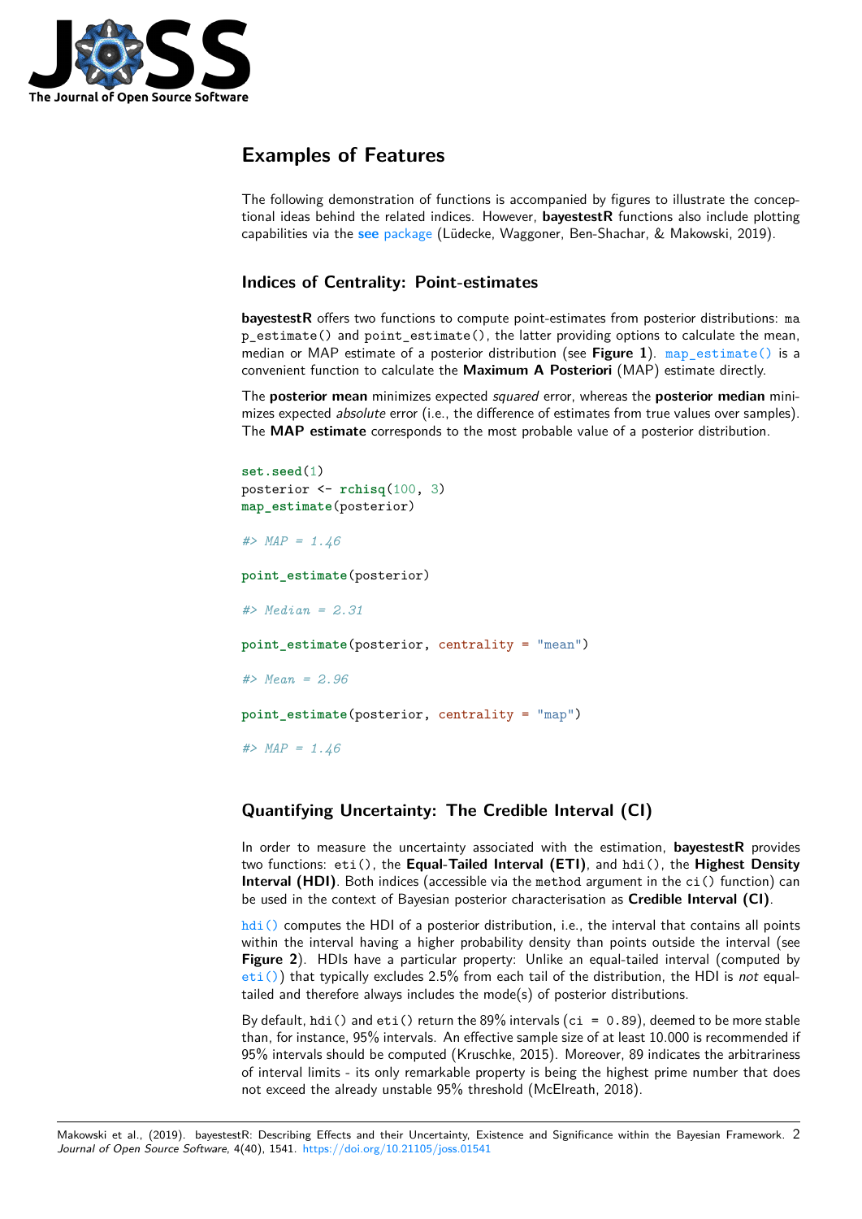## Examples of Features

The following demonstration of functions is accompanied by figures to illustrate the conceptional ideas behind the related indices. However, **bayestestR** functions also include plotting capabilities via the **see** package (Lüdecke, Waggoner, Ben-Shachar, & Makowski, 2019).

### Indices of Centrality: Point-estimates

**bayestestR** offers two functions to compute point-estimates from posterior distributions: map_estimate() and point_estimate(), the latter providing options to calculate the mean, median or MAP estimate of a posterior distribution (see **Figure 1**). map_estimate() is a convenient function to calculate the **Maximum A Posteriori** (MAP) estimate directly.

The **posterior mean** minimizes expected *squared* error, whereas the **posterior median** minimizes expected *absolute* error (i.e., the difference of estimates from true values over samples). The **MAP estimate** corresponds to the most probable value of a posterior distribution.

```
set.seed(1)
posterior <- rchisq(100, 3)
map_estimate(posterior)

#> MAP = 1.46

point_estimate(posterior)

#> Median = 2.31

point_estimate(posterior, centrality = "mean")

#> Mean = 2.96

point_estimate(posterior, centrality = "map")

#> MAP = 1.46
```

### Quantifying Uncertainty: The Credible Interval (CI)

In order to measure the uncertainty associated with the estimation, **bayestestR** provides two functions: eti(), the **Equal-Tailed Interval (ETI)**, and hdi(), the **Highest Density Interval (HDI)**. Both indices (accessible via the method argument in the ci() function) can be used in the context of Bayesian posterior characterisation as **Credible Interval (CI)**.

hdi() computes the HDI of a posterior distribution, i.e., the interval that contains all points within the interval having a higher probability density than points outside the interval (see **Figure 2**). HDIs have a particular property: Unlike an equal-tailed interval (computed by eti()) that typically excludes 2.5% from each tail of the distribution, the HDI is *not* equal-tailed and therefore always includes the mode(s) of posterior distributions.

By default, hdi() and eti() return the 89% intervals (ci = 0.89), deemed to be more stable than, for instance, 95% intervals. An effective sample size of at least 10.000 is recommended if 95% intervals should be computed (Kruschke, 2015). Moreover, 89 indicates the arbitrariness of interval limits - its only remarkable property is being the highest prime number that does not exceed the already unstable 95% threshold (McElreath, 2018).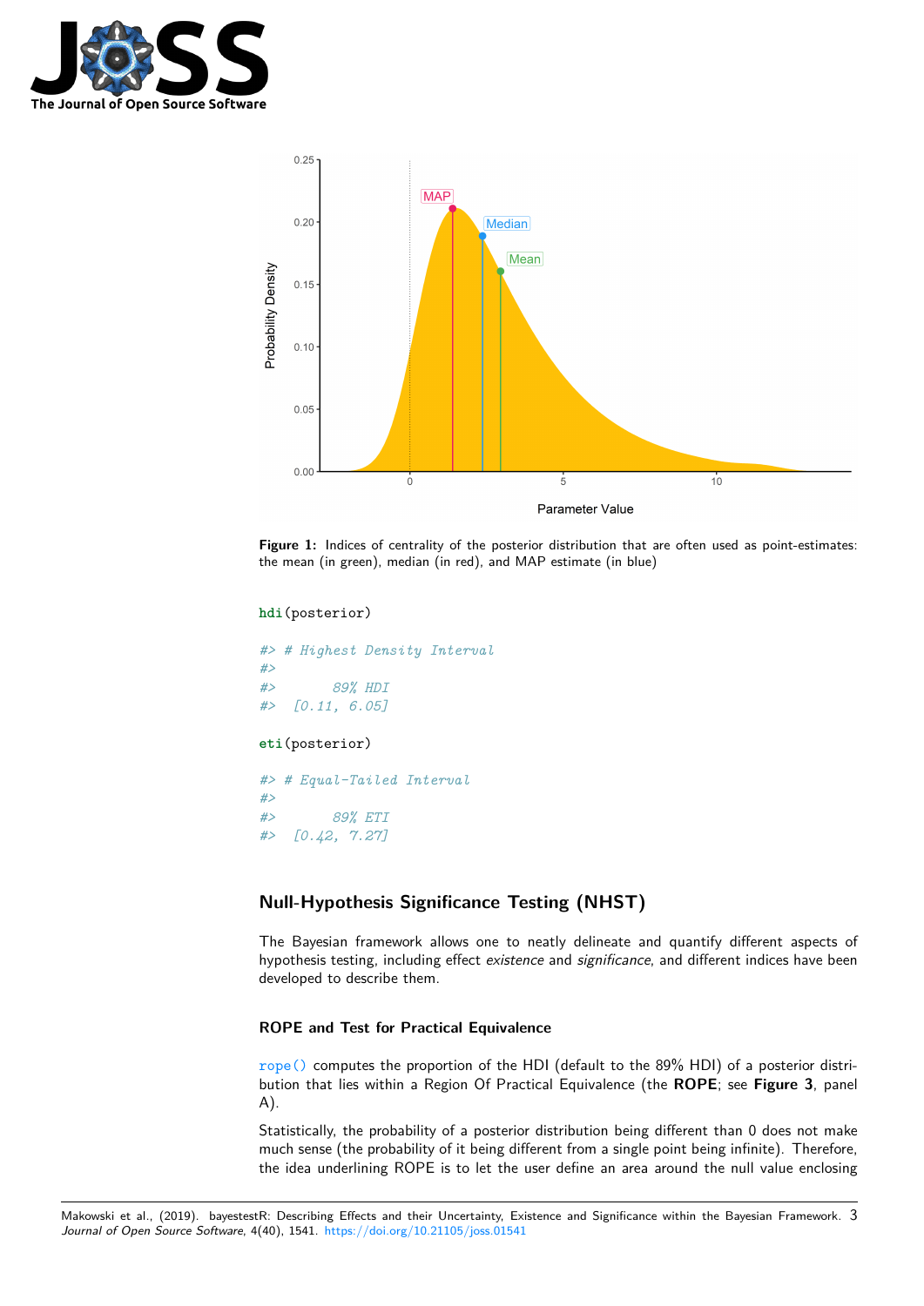Figure 1: Indices of centrality of the posterior distribution that are often used as point-estimates: the mean (in green), median (in red), and MAP estimate (in blue)

```
hdi(posterior)

#> # Highest Density Interval
#>
#>       89% HDI
#>   [0.11, 6.05]
```

```
eti(posterior)

#> # Equal-Tailed Interval
#>
#>       89% ETI
#>   [0.42, 7.27]
```

## Null-Hypothesis Significance Testing (NHST)

The Bayesian framework allows one to neatly delineate and quantify different aspects of hypothesis testing, including effect *existence* and *significance*, and different indices have been developed to describe them.

### ROPE and Test for Practical Equivalence

`rope()` computes the proportion of the HDI (default to the 89% HDI) of a posterior distribution that lies within a Region Of Practical Equivalence (the **ROPE**; see **Figure 3**, panel A).

Statistically, the probability of a posterior distribution being different than 0 does not make much sense (the probability of it being different from a single point being infinite). Therefore, the idea underlining ROPE is to let the user define an area around the null value enclosing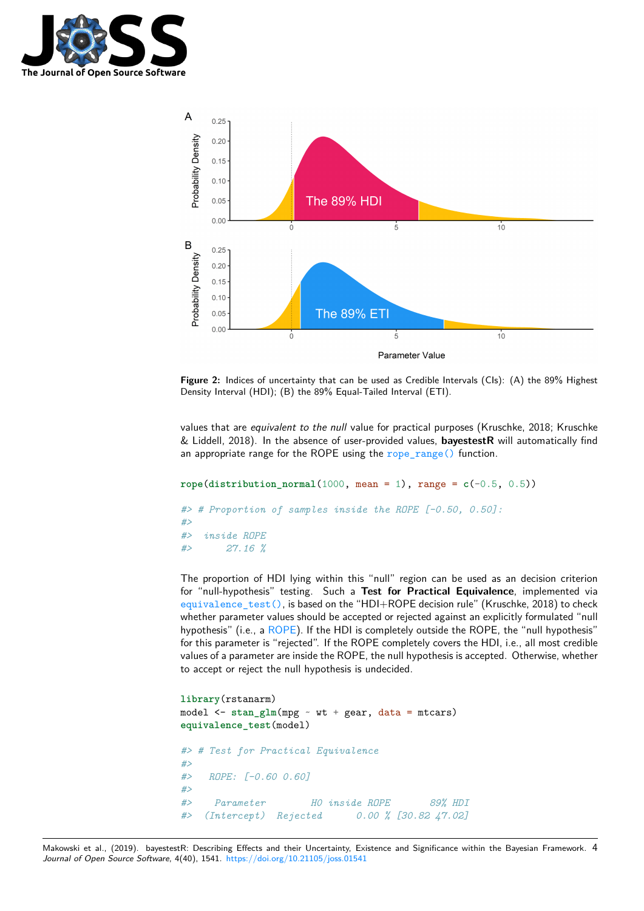**Figure 2:** Indices of uncertainty that can be used as Credible Intervals (CIs): (A) the 89% Highest Density Interval (HDI); (B) the 89% Equal-Tailed Interval (ETI).

values that are *equivalent to the null* value for practical purposes (Kruschke, 2018; Kruschke & Liddell, 2018). In the absence of user-provided values, **bayestestR** will automatically find an appropriate range for the ROPE using the `rope_range()` function.

```
rope(distribution_normal(1000, mean = 1), range = c(-0.5, 0.5))

#> # Proportion of samples inside the ROPE [-0.50, 0.50]:
#>
#>  inside ROPE
#>      27.16 %
```

The proportion of HDI lying within this "null" region can be used as an decision criterion for "null-hypothesis" testing. Such a **Test for Practical Equivalence**, implemented via `equivalence_test()`, is based on the "HDI+ROPE decision rule" (Kruschke, 2018) to check whether parameter values should be accepted or rejected against an explicitly formulated "null hypothesis" (i.e., a ROPE). If the HDI is completely outside the ROPE, the "null hypothesis" for this parameter is "rejected". If the ROPE completely covers the HDI, i.e., all most credible values of a parameter are inside the ROPE, the null hypothesis is accepted. Otherwise, whether to accept or reject the null hypothesis is undecided.

```
library(rstanarm)
model <- stan_glm(mpg ~ wt + gear, data = mtcars)
equivalence_test(model)

#> # Test for Practical Equivalence
#>
#>   ROPE: [-0.60 0.60]
#>
#>    Parameter        H0 inside ROPE       89% HDI
#>  (Intercept)  Rejected      0.00 % [30.82 47.02]
```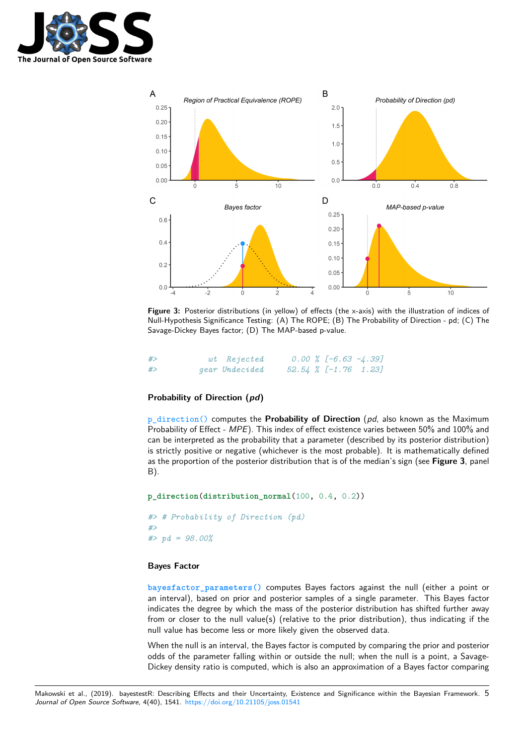**Figure 3:** Posterior distributions (in yellow) of effects (the x-axis) with the illustration of indices of Null-Hypothesis Significance Testing: (A) The ROPE; (B) The Probability of Direction - pd; (C) The Savage-Dickey Bayes factor; (D) The MAP-based p-value.

```
#>          wt  Rejected      0.00 % [-6.63 -4.39]
#>        gear Undecided     52.54 % [-1.76  1.23]
```

### Probability of Direction (*pd*)

`p_direction()` computes the **Probability of Direction** (*pd*, also known as the Maximum Probability of Effect - *MPE*). This index of effect existence varies between 50% and 100% and can be interpreted as the probability that a parameter (described by its posterior distribution) is strictly positive or negative (whichever is the most probable). It is mathematically defined as the proportion of the posterior distribution that is of the median's sign (see **Figure 3**, panel B).

```
p_direction(distribution_normal(100, 0.4, 0.2))
```

```
#> # Probability of Direction (pd)
#>
#> pd = 98.00%
```

### Bayes Factor

`bayesfactor_parameters()` computes Bayes factors against the null (either a point or an interval), based on prior and posterior samples of a single parameter. This Bayes factor indicates the degree by which the mass of the posterior distribution has shifted further away from or closer to the null value(s) (relative to the prior distribution), thus indicating if the null value has become less or more likely given the observed data.

When the null is an interval, the Bayes factor is computed by comparing the prior and posterior odds of the parameter falling within or outside the null; when the null is a point, a Savage-Dickey density ratio is computed, which is also an approximation of a Bayes factor comparing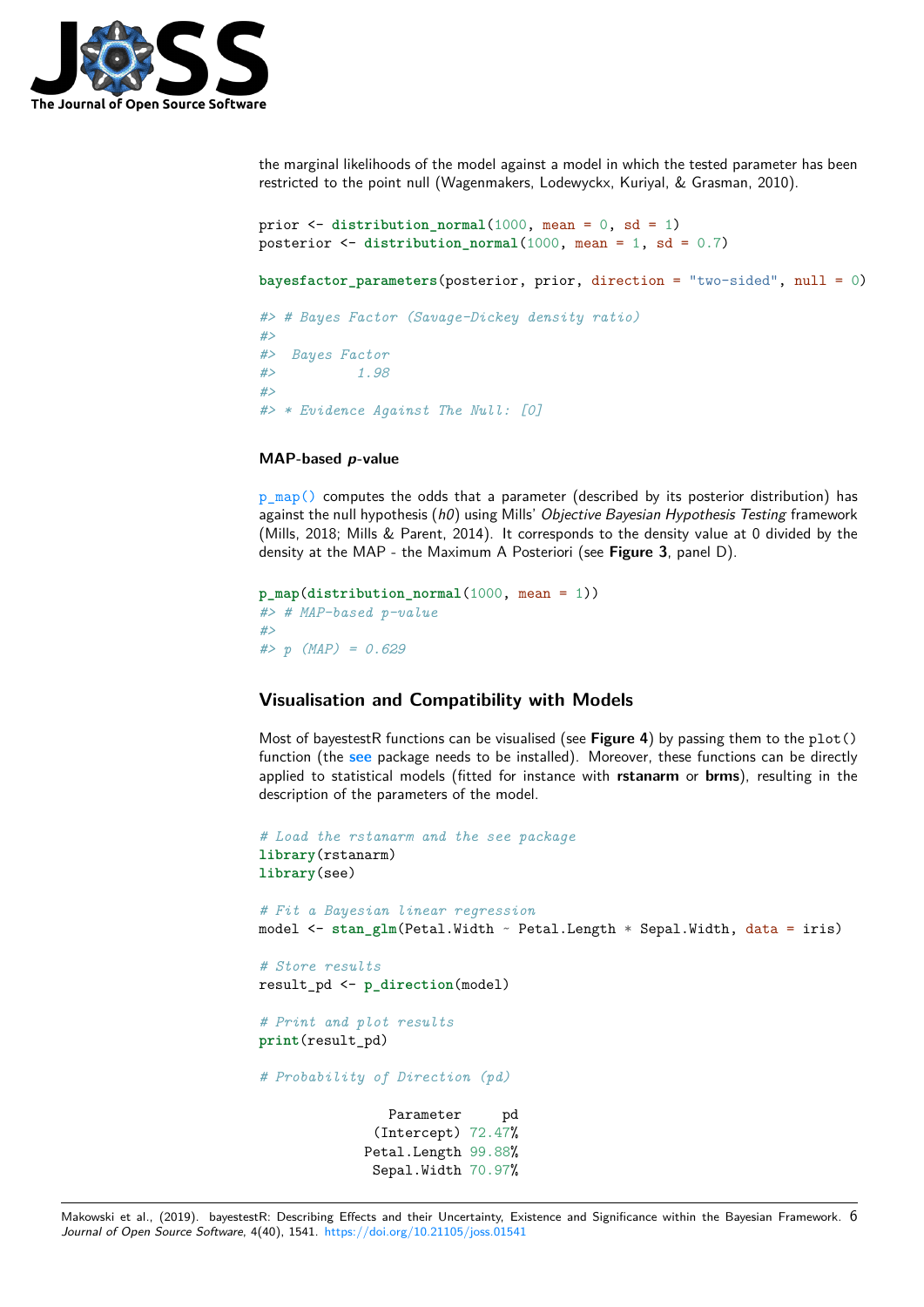the marginal likelihoods of the model against a model in which the tested parameter has been restricted to the point null (Wagenmakers, Lodewyckx, Kuriyal, & Grasman, 2010).

```
prior <- distribution_normal(1000, mean = 0, sd = 1)
posterior <- distribution_normal(1000, mean = 1, sd = 0.7)

bayesfactor_parameters(posterior, prior, direction = "two-sided", null = 0)

#> # Bayes Factor (Savage-Dickey density ratio)
#>
#>  Bayes Factor
#>          1.98
#>
#> * Evidence Against The Null: [0]
```

### MAP-based *p*-value

`p_map()` computes the odds that a parameter (described by its posterior distribution) has against the null hypothesis (*h0*) using Mills' *Objective Bayesian Hypothesis Testing* framework (Mills, 2018; Mills & Parent, 2014). It corresponds to the density value at 0 divided by the density at the MAP - the Maximum A Posteriori (see **Figure 3**, panel D).

```
p_map(distribution_normal(1000, mean = 1))
#> # MAP-based p-value
#>
#> p (MAP) = 0.629
```

## Visualisation and Compatibility with Models

Most of bayestestR functions can be visualised (see **Figure 4**) by passing them to the `plot()` function (the **see** package needs to be installed). Moreover, these functions can be directly applied to statistical models (fitted for instance with **rstanarm** or **brms**), resulting in the description of the parameters of the model.

```
# Load the rstanarm and the see package
library(rstanarm)
library(see)

# Fit a Bayesian linear regression
model <- stan_glm(Petal.Width ~ Petal.Length * Sepal.Width, data = iris)

# Store results
result_pd <- p_direction(model)

# Print and plot results
print(result_pd)

# Probability of Direction (pd)

       Parameter     pd
     (Intercept) 72.47%
    Petal.Length 99.88%
     Sepal.Width 70.97%
```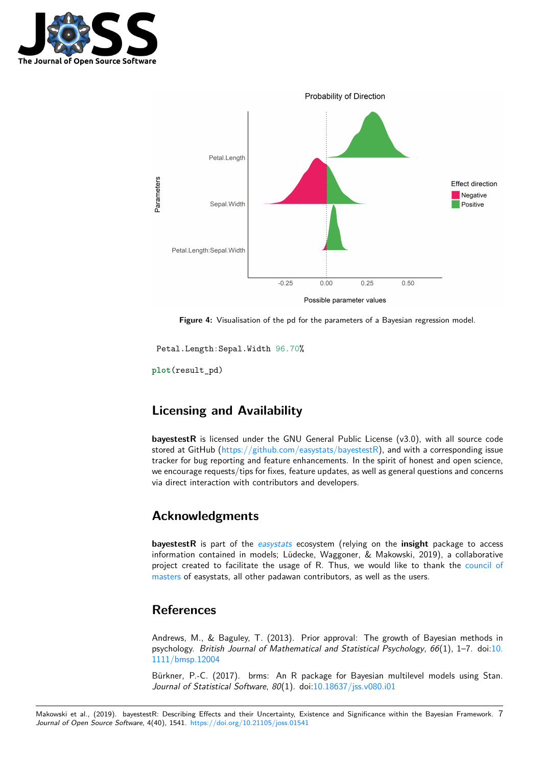**Figure 4:** Visualisation of the pd for the parameters of a Bayesian regression model.

```
Petal.Length:Sepal.Width 96.70%
```

```
plot(result_pd)
```

## Licensing and Availability

**bayestestR** is licensed under the GNU General Public License (v3.0), with all source code stored at GitHub (https://github.com/easystats/bayestestR), and with a corresponding issue tracker for bug reporting and feature enhancements. In the spirit of honest and open science, we encourage requests/tips for fixes, feature updates, as well as general questions and concerns via direct interaction with contributors and developers.

## Acknowledgments

**bayestestR** is part of the *easystats* ecosystem (relying on the **insight** package to access information contained in models; Lüdecke, Waggoner, & Makowski, 2019), a collaborative project created to facilitate the usage of R. Thus, we would like to thank the council of masters of easystats, all other padawan contributors, as well as the users.

## References

Andrews, M., & Baguley, T. (2013). Prior approval: The growth of Bayesian methods in psychology. *British Journal of Mathematical and Statistical Psychology*, *66*(1), 1–7. doi:10.1111/bmsp.12004

Bürkner, P.-C. (2017). brms: An R package for Bayesian multilevel models using Stan. *Journal of Statistical Software*, *80*(1). doi:10.18637/jss.v080.i01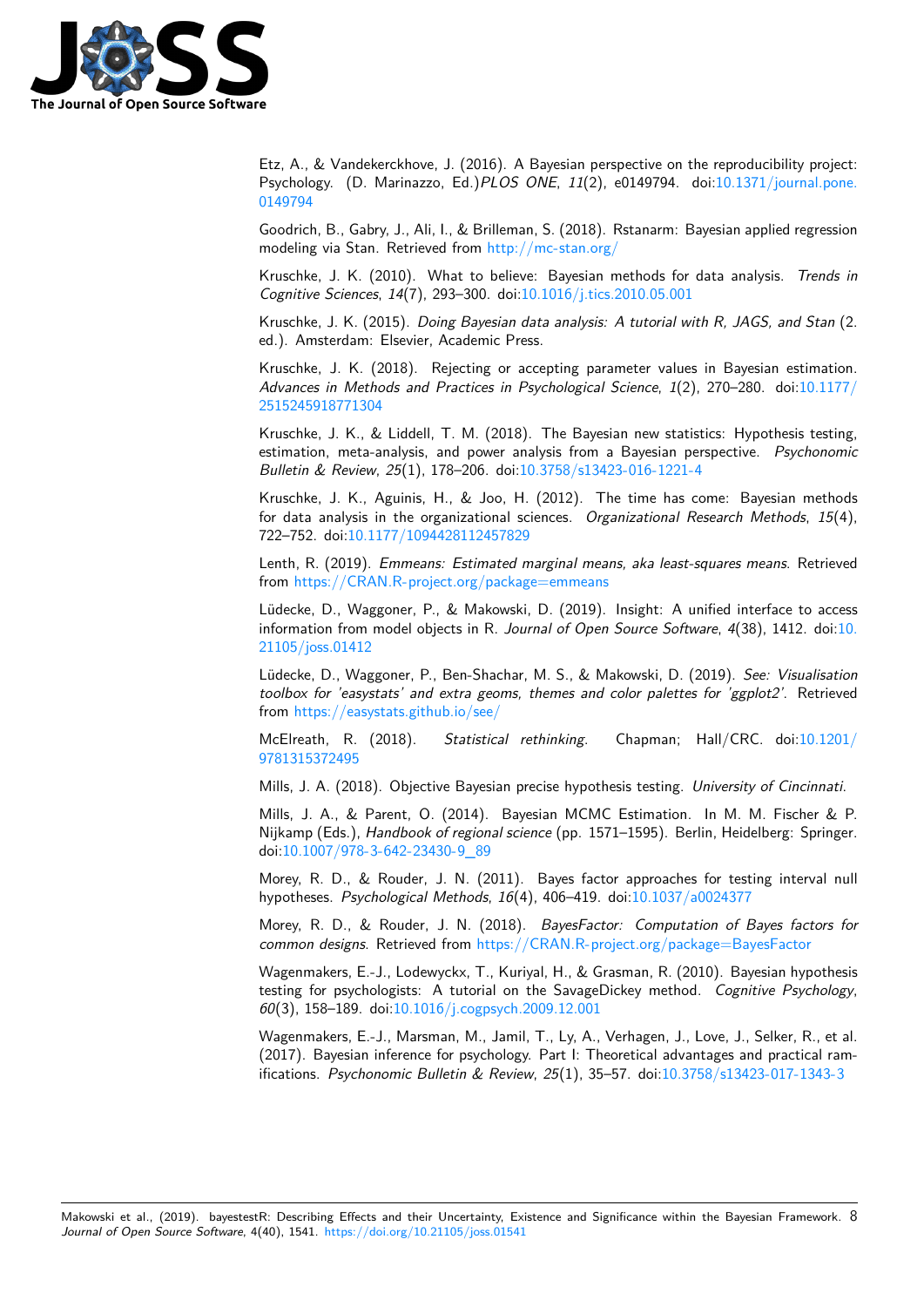Etz, A., & Vandekerckhove, J. (2016). A Bayesian perspective on the reproducibility project: Psychology. (D. Marinazzo, Ed.)*PLOS ONE*, *11*(2), e0149794. doi:10.1371/journal.pone.0149794

Goodrich, B., Gabry, J., Ali, I., & Brilleman, S. (2018). Rstanarm: Bayesian applied regression modeling via Stan. Retrieved from http://mc-stan.org/

Kruschke, J. K. (2010). What to believe: Bayesian methods for data analysis. *Trends in Cognitive Sciences*, *14*(7), 293–300. doi:10.1016/j.tics.2010.05.001

Kruschke, J. K. (2015). *Doing Bayesian data analysis: A tutorial with R, JAGS, and Stan* (2. ed.). Amsterdam: Elsevier, Academic Press.

Kruschke, J. K. (2018). Rejecting or accepting parameter values in Bayesian estimation. *Advances in Methods and Practices in Psychological Science*, *1*(2), 270–280. doi:10.1177/2515245918771304

Kruschke, J. K., & Liddell, T. M. (2018). The Bayesian new statistics: Hypothesis testing, estimation, meta-analysis, and power analysis from a Bayesian perspective. *Psychonomic Bulletin & Review*, *25*(1), 178–206. doi:10.3758/s13423-016-1221-4

Kruschke, J. K., Aguinis, H., & Joo, H. (2012). The time has come: Bayesian methods for data analysis in the organizational sciences. *Organizational Research Methods*, *15*(4), 722–752. doi:10.1177/1094428112457829

Lenth, R. (2019). *Emmeans: Estimated marginal means, aka least-squares means*. Retrieved from https://CRAN.R-project.org/package=emmeans

Lüdecke, D., Waggoner, P., & Makowski, D. (2019). Insight: A unified interface to access information from model objects in R. *Journal of Open Source Software*, *4*(38), 1412. doi:10.21105/joss.01412

Lüdecke, D., Waggoner, P., Ben-Shachar, M. S., & Makowski, D. (2019). *See: Visualisation toolbox for 'easystats' and extra geoms, themes and color palettes for 'ggplot2'*. Retrieved from https://easystats.github.io/see/

McElreath, R. (2018). *Statistical rethinking*. Chapman; Hall/CRC. doi:10.1201/9781315372495

Mills, J. A. (2018). Objective Bayesian precise hypothesis testing. *University of Cincinnati*.

Mills, J. A., & Parent, O. (2014). Bayesian MCMC Estimation. In M. M. Fischer & P. Nijkamp (Eds.), *Handbook of regional science* (pp. 1571–1595). Berlin, Heidelberg: Springer. doi:10.1007/978-3-642-23430-9_89

Morey, R. D., & Rouder, J. N. (2011). Bayes factor approaches for testing interval null hypotheses. *Psychological Methods*, *16*(4), 406–419. doi:10.1037/a0024377

Morey, R. D., & Rouder, J. N. (2018). *BayesFactor: Computation of Bayes factors for common designs*. Retrieved from https://CRAN.R-project.org/package=BayesFactor

Wagenmakers, E.-J., Lodewyckx, T., Kuriyal, H., & Grasman, R. (2010). Bayesian hypothesis testing for psychologists: A tutorial on the SavageDickey method. *Cognitive Psychology*, *60*(3), 158–189. doi:10.1016/j.cogpsych.2009.12.001

Wagenmakers, E.-J., Marsman, M., Jamil, T., Ly, A., Verhagen, J., Love, J., Selker, R., et al. (2017). Bayesian inference for psychology. Part I: Theoretical advantages and practical ramifications. *Psychonomic Bulletin & Review*, *25*(1), 35–57. doi:10.3758/s13423-017-1343-3